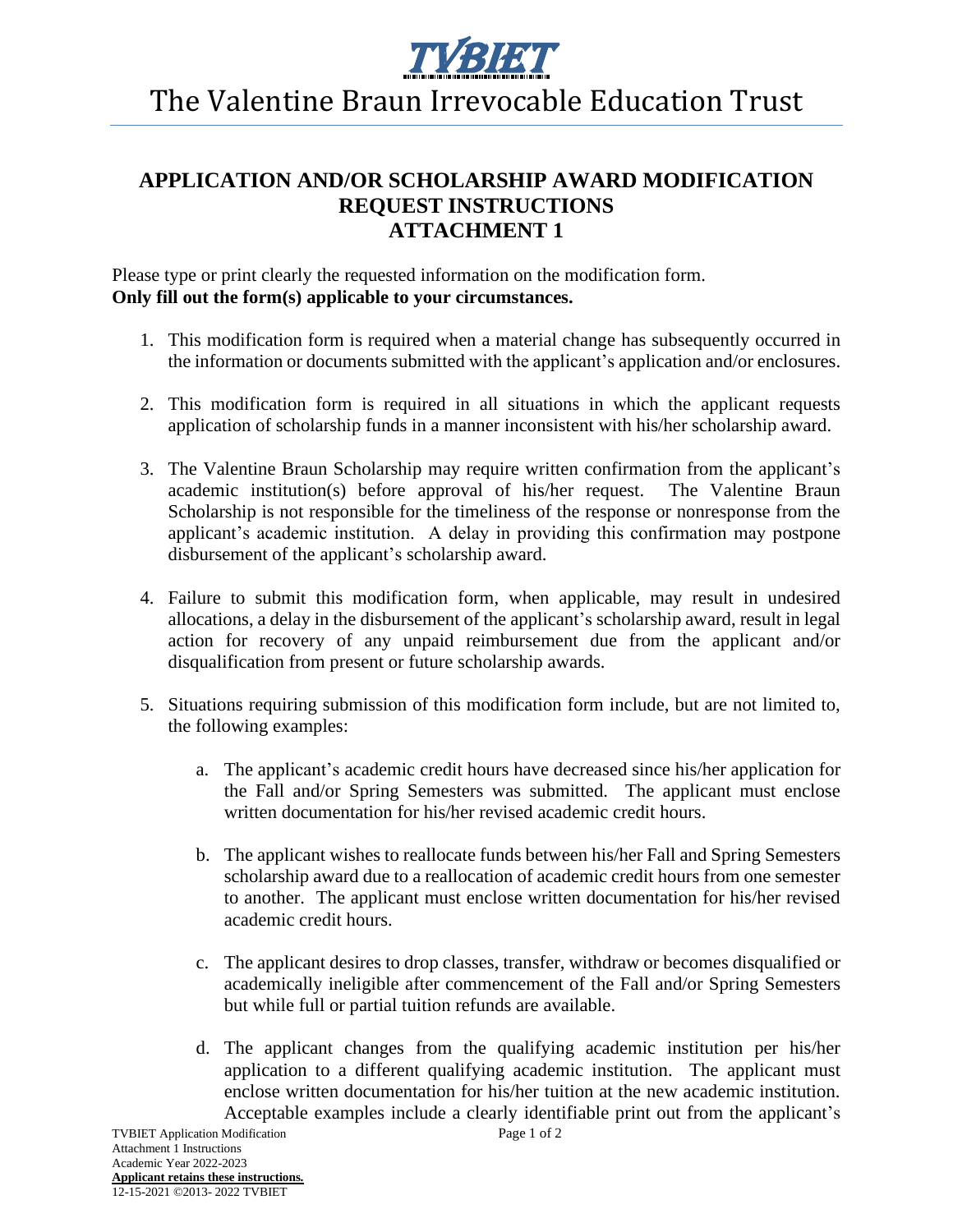# The Valentine Braun Irrevocable Education Trust

## APPLICATION AND/OR SCHOLARSHIP AWARD MODIFICATION REQUEST INSTRUCTIONS ATTACHMENT 1

Please type or print clearly the requested information on the modification form.
**Only fill out the form(s) applicable to your circumstances.**

1. This modification form is required when a material change has subsequently occurred in the information or documents submitted with the applicant's application and/or enclosures.

2. This modification form is required in all situations in which the applicant requests application of scholarship funds in a manner inconsistent with his/her scholarship award.

3. The Valentine Braun Scholarship may require written confirmation from the applicant's academic institution(s) before approval of his/her request. The Valentine Braun Scholarship is not responsible for the timeliness of the response or nonresponse from the applicant's academic institution. A delay in providing this confirmation may postpone disbursement of the applicant's scholarship award.

4. Failure to submit this modification form, when applicable, may result in undesired allocations, a delay in the disbursement of the applicant's scholarship award, result in legal action for recovery of any unpaid reimbursement due from the applicant and/or disqualification from present or future scholarship awards.

5. Situations requiring submission of this modification form include, but are not limited to, the following examples:

   a. The applicant's academic credit hours have decreased since his/her application for the Fall and/or Spring Semesters was submitted. The applicant must enclose written documentation for his/her revised academic credit hours.

   b. The applicant wishes to reallocate funds between his/her Fall and Spring Semesters scholarship award due to a reallocation of academic credit hours from one semester to another. The applicant must enclose written documentation for his/her revised academic credit hours.

   c. The applicant desires to drop classes, transfer, withdraw or becomes disqualified or academically ineligible after commencement of the Fall and/or Spring Semesters but while full or partial tuition refunds are available.

   d. The applicant changes from the qualifying academic institution per his/her application to a different qualifying academic institution. The applicant must enclose written documentation for his/her tuition at the new academic institution. Acceptable examples include a clearly identifiable print out from the applicant's

TVBIET Application Modification
Attachment 1 Instructions
Academic Year 2022-2023
**Applicant retains these instructions.**
12-15-2021 ©2013- 2022 TVBIET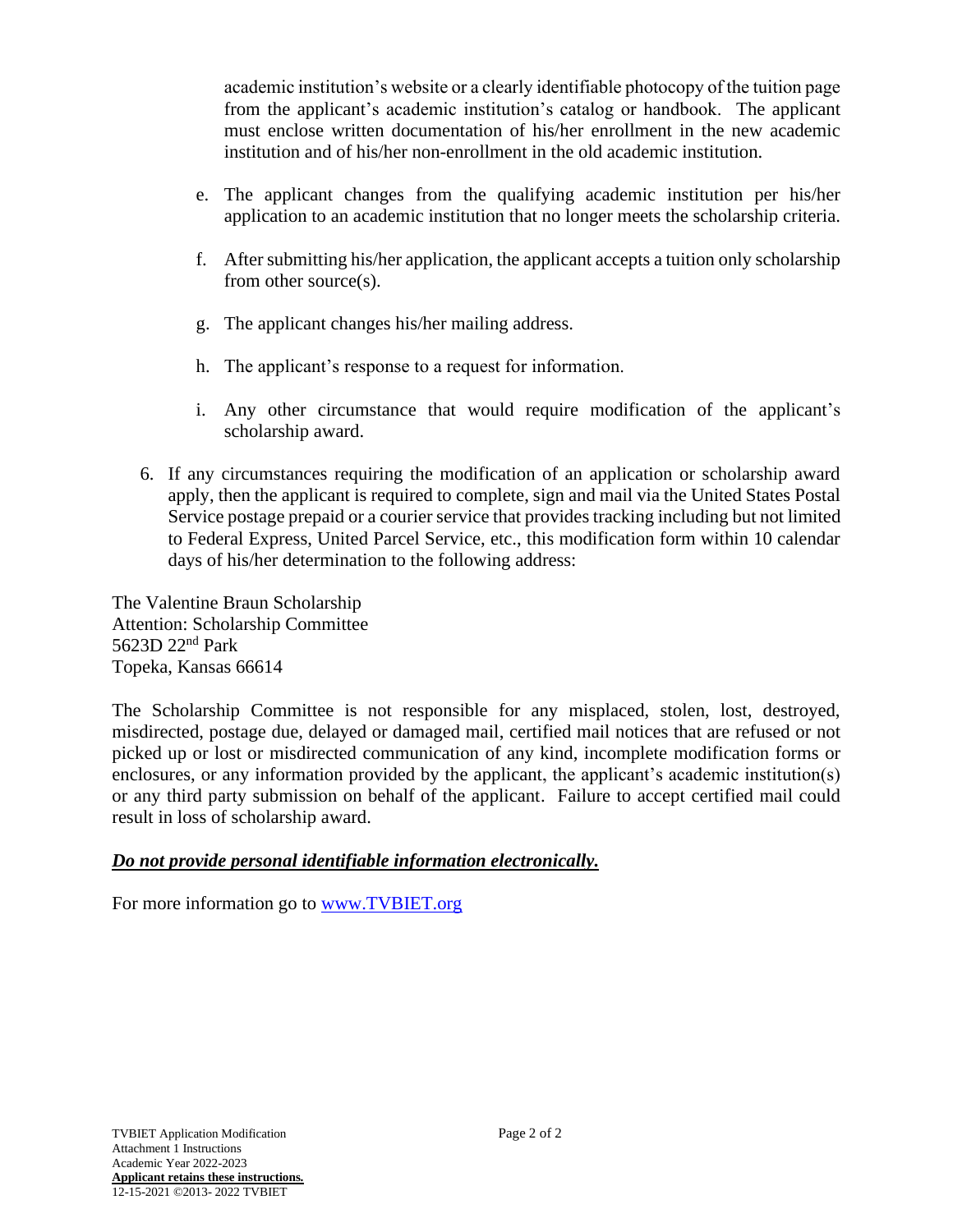academic institution's website or a clearly identifiable photocopy of the tuition page from the applicant's academic institution's catalog or handbook. The applicant must enclose written documentation of his/her enrollment in the new academic institution and of his/her non-enrollment in the old academic institution.

e. The applicant changes from the qualifying academic institution per his/her application to an academic institution that no longer meets the scholarship criteria.

f. After submitting his/her application, the applicant accepts a tuition only scholarship from other source(s).

g. The applicant changes his/her mailing address.

h. The applicant's response to a request for information.

i. Any other circumstance that would require modification of the applicant's scholarship award.

6. If any circumstances requiring the modification of an application or scholarship award apply, then the applicant is required to complete, sign and mail via the United States Postal Service postage prepaid or a courier service that provides tracking including but not limited to Federal Express, United Parcel Service, etc., this modification form within 10 calendar days of his/her determination to the following address:

The Valentine Braun Scholarship
Attention: Scholarship Committee
5623D 22nd Park
Topeka, Kansas 66614

The Scholarship Committee is not responsible for any misplaced, stolen, lost, destroyed, misdirected, postage due, delayed or damaged mail, certified mail notices that are refused or not picked up or lost or misdirected communication of any kind, incomplete modification forms or enclosures, or any information provided by the applicant, the applicant's academic institution(s) or any third party submission on behalf of the applicant. Failure to accept certified mail could result in loss of scholarship award.

***Do not provide personal identifiable information electronically.***

For more information go to www.TVBIET.org

TVBIET Application Modification
Attachment 1 Instructions
Academic Year 2022-2023
**Applicant retains these instructions.**
12-15-2021 ©2013- 2022 TVBIET